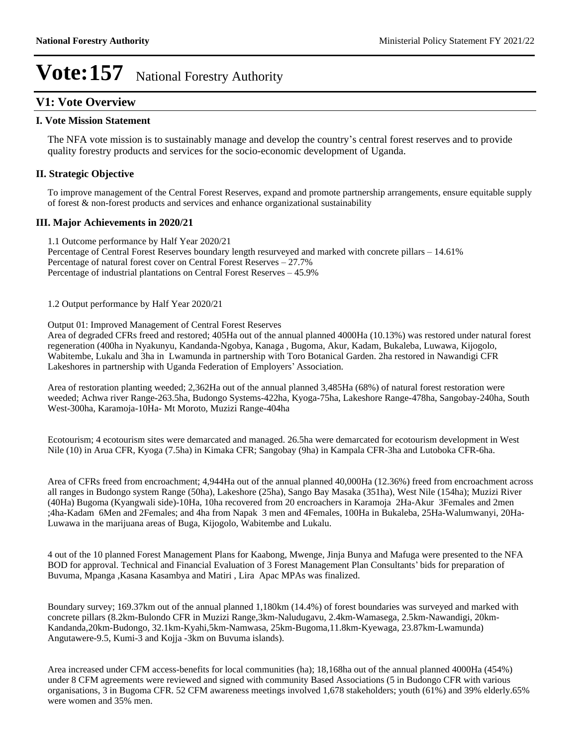# Vote:157 National Forestry Authority

## V1: Vote Overview

### I. Vote Mission Statement

The NFA vote mission is to sustainably manage and develop the country's central forest reserves and to provide quality forestry products and services for the socio-economic development of Uganda.

### II. Strategic Objective

To improve management of the Central Forest Reserves, expand and promote partnership arrangements, ensure equitable supply of forest & non-forest products and services and enhance organizational sustainability

### III. Major Achievements in 2020/21

1.1 Outcome performance by Half Year 2020/21
Percentage of Central Forest Reserves boundary length resurveyed and marked with concrete pillars – 14.61%
Percentage of natural forest cover on Central Forest Reserves – 27.7%
Percentage of industrial plantations on Central Forest Reserves – 45.9%

1.2 Output performance by Half Year 2020/21

Output 01: Improved Management of Central Forest Reserves
Area of degraded CFRs freed and restored; 405Ha out of the annual planned 4000Ha (10.13%) was restored under natural forest regeneration (400ha in Nyakunyu, Kandanda-Ngobya, Kanaga , Bugoma, Akur, Kadam, Bukaleba, Luwawa, Kijogolo, Wabitembe, Lukalu and 3ha in Lwamunda in partnership with Toro Botanical Garden. 2ha restored in Nawandigi CFR Lakeshores in partnership with Uganda Federation of Employers' Association.

Area of restoration planting weeded; 2,362Ha out of the annual planned 3,485Ha (68%) of natural forest restoration were weeded; Achwa river Range-263.5ha, Budongo Systems-422ha, Kyoga-75ha, Lakeshore Range-478ha, Sangobay-240ha, South West-300ha, Karamoja-10Ha- Mt Moroto, Muzizi Range-404ha

Ecotourism; 4 ecotourism sites were demarcated and managed. 26.5ha were demarcated for ecotourism development in West Nile (10) in Arua CFR, Kyoga (7.5ha) in Kimaka CFR; Sangobay (9ha) in Kampala CFR-3ha and Lutoboka CFR-6ha.

Area of CFRs freed from encroachment; 4,944Ha out of the annual planned 40,000Ha (12.36%) freed from encroachment across all ranges in Budongo system Range (50ha), Lakeshore (25ha), Sango Bay Masaka (351ha), West Nile (154ha); Muzizi River (40Ha) Bugoma (Kyangwali side)-10Ha, 10ha recovered from 20 encroachers in Karamoja 2Ha-Akur 3Females and 2men ;4ha-Kadam 6Men and 2Females; and 4ha from Napak 3 men and 4Females, 100Ha in Bukaleba, 25Ha-Walumwanyi, 20Ha-Luwawa in the marijuana areas of Buga, Kijogolo, Wabitembe and Lukalu.

4 out of the 10 planned Forest Management Plans for Kaabong, Mwenge, Jinja Bunya and Mafuga were presented to the NFA BOD for approval. Technical and Financial Evaluation of 3 Forest Management Plan Consultants' bids for preparation of Buvuma, Mpanga ,Kasana Kasambya and Matiri , Lira Apac MPAs was finalized.

Boundary survey; 169.37km out of the annual planned 1,180km (14.4%) of forest boundaries was surveyed and marked with concrete pillars (8.2km-Bulondo CFR in Muzizi Range,3km-Naludugavu, 2.4km-Wamasega, 2.5km-Nawandigi, 20km-Kandanda,20km-Budongo, 32.1km-Kyahi,5km-Namwasa, 25km-Bugoma,11.8km-Kyewaga, 23.87km-Lwamunda) Angutawere-9.5, Kumi-3 and Kojja -3km on Buvuma islands).

Area increased under CFM access-benefits for local communities (ha); 18,168ha out of the annual planned 4000Ha (454%) under 8 CFM agreements were reviewed and signed with community Based Associations (5 in Budongo CFR with various organisations, 3 in Bugoma CFR. 52 CFM awareness meetings involved 1,678 stakeholders; youth (61%) and 39% elderly.65% were women and 35% men.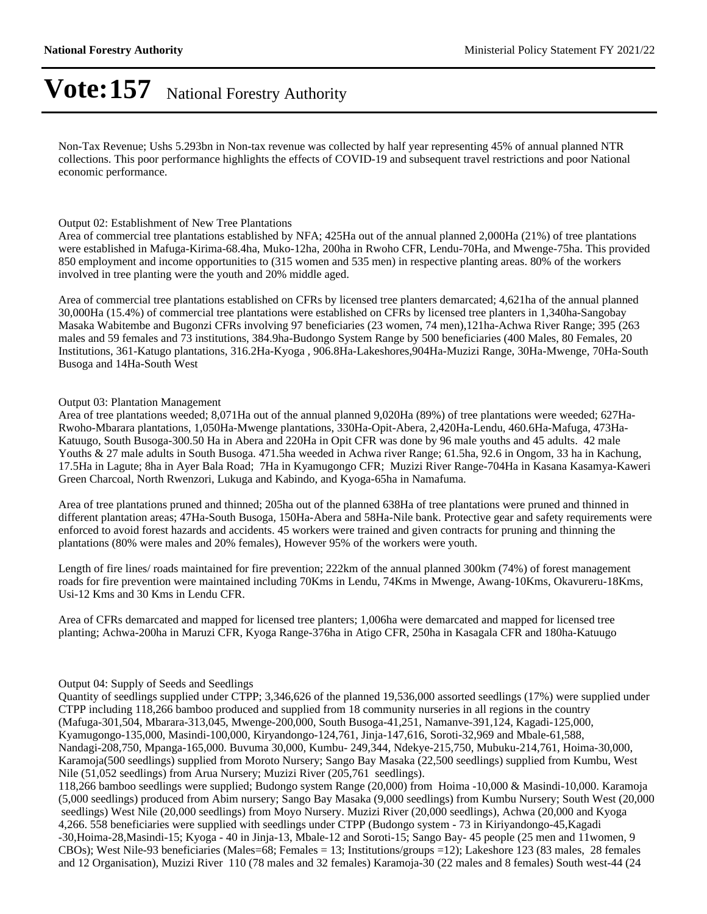Non-Tax Revenue; Ushs 5.293bn in Non-tax revenue was collected by half year representing 45% of annual planned NTR collections. This poor performance highlights the effects of COVID-19 and subsequent travel restrictions and poor National economic performance.

Output 02: Establishment of New Tree Plantations

Area of commercial tree plantations established by NFA; 425Ha out of the annual planned 2,000Ha (21%) of tree plantations were established in Mafuga-Kirima-68.4ha, Muko-12ha, 200ha in Rwoho CFR, Lendu-70Ha, and Mwenge-75ha. This provided 850 employment and income opportunities to (315 women and 535 men) in respective planting areas. 80% of the workers involved in tree planting were the youth and 20% middle aged.

Area of commercial tree plantations established on CFRs by licensed tree planters demarcated; 4,621ha of the annual planned 30,000Ha (15.4%) of commercial tree plantations were established on CFRs by licensed tree planters in 1,340ha-Sangobay Masaka Wabitembe and Bugonzi CFRs involving 97 beneficiaries (23 women, 74 men),121ha-Achwa River Range; 395 (263 males and 59 females and 73 institutions, 384.9ha-Budongo System Range by 500 beneficiaries (400 Males, 80 Females, 20 Institutions, 361-Katugo plantations, 316.2Ha-Kyoga , 906.8Ha-Lakeshores,904Ha-Muzizi Range, 30Ha-Mwenge, 70Ha-South Busoga and 14Ha-South West

Output 03: Plantation Management

Area of tree plantations weeded; 8,071Ha out of the annual planned 9,020Ha (89%) of tree plantations were weeded; 627Ha-Rwoho-Mbarara plantations, 1,050Ha-Mwenge plantations, 330Ha-Opit-Abera, 2,420Ha-Lendu, 460.6Ha-Mafuga, 473Ha-Katuugo, South Busoga-300.50 Ha in Abera and 220Ha in Opit CFR was done by 96 male youths and 45 adults. 42 male Youths & 27 male adults in South Busoga. 471.5ha weeded in Achwa river Range; 61.5ha, 92.6 in Ongom, 33 ha in Kachung, 17.5Ha in Lagute; 8ha in Ayer Bala Road; 7Ha in Kyamugongo CFR; Muzizi River Range-704Ha in Kasana Kasamya-Kaweri Green Charcoal, North Rwenzori, Lukuga and Kabindo, and Kyoga-65ha in Namafuma.

Area of tree plantations pruned and thinned; 205ha out of the planned 638Ha of tree plantations were pruned and thinned in different plantation areas; 47Ha-South Busoga, 150Ha-Abera and 58Ha-Nile bank. Protective gear and safety requirements were enforced to avoid forest hazards and accidents. 45 workers were trained and given contracts for pruning and thinning the plantations (80% were males and 20% females), However 95% of the workers were youth.

Length of fire lines/ roads maintained for fire prevention; 222km of the annual planned 300km (74%) of forest management roads for fire prevention were maintained including 70Kms in Lendu, 74Kms in Mwenge, Awang-10Kms, Okavureru-18Kms, Usi-12 Kms and 30 Kms in Lendu CFR.

Area of CFRs demarcated and mapped for licensed tree planters; 1,006ha were demarcated and mapped for licensed tree planting; Achwa-200ha in Maruzi CFR, Kyoga Range-376ha in Atigo CFR, 250ha in Kasagala CFR and 180ha-Katuugo

Output 04: Supply of Seeds and Seedlings

Quantity of seedlings supplied under CTPP; 3,346,626 of the planned 19,536,000 assorted seedlings (17%) were supplied under CTPP including 118,266 bamboo produced and supplied from 18 community nurseries in all regions in the country (Mafuga-301,504, Mbarara-313,045, Mwenge-200,000, South Busoga-41,251, Namanve-391,124, Kagadi-125,000, Kyamugongo-135,000, Masindi-100,000, Kiryandongo-124,761, Jinja-147,616, Soroti-32,969 and Mbale-61,588, Nandagi-208,750, Mpanga-165,000. Buvuma 30,000, Kumbu- 249,344, Ndekye-215,750, Mubuku-214,761, Hoima-30,000, Karamoja(500 seedlings) supplied from Moroto Nursery; Sango Bay Masaka (22,500 seedlings) supplied from Kumbu, West Nile (51,052 seedlings) from Arua Nursery; Muzizi River (205,761 seedlings).

118,266 bamboo seedlings were supplied; Budongo system Range (20,000) from Hoima -10,000 & Masindi-10,000. Karamoja (5,000 seedlings) produced from Abim nursery; Sango Bay Masaka (9,000 seedlings) from Kumbu Nursery; South West (20,000 seedlings) West Nile (20,000 seedlings) from Moyo Nursery. Muzizi River (20,000 seedlings), Achwa (20,000 and Kyoga 4,266. 558 beneficiaries were supplied with seedlings under CTPP (Budongo system - 73 in Kiriyandongo-45,Kagadi -30,Hoima-28,Masindi-15; Kyoga - 40 in Jinja-13, Mbale-12 and Soroti-15; Sango Bay- 45 people (25 men and 11women, 9 CBOs); West Nile-93 beneficiaries (Males=68; Females = 13; Institutions/groups =12); Lakeshore 123 (83 males, 28 females and 12 Organisation), Muzizi River 110 (78 males and 32 females) Karamoja-30 (22 males and 8 females) South west-44 (24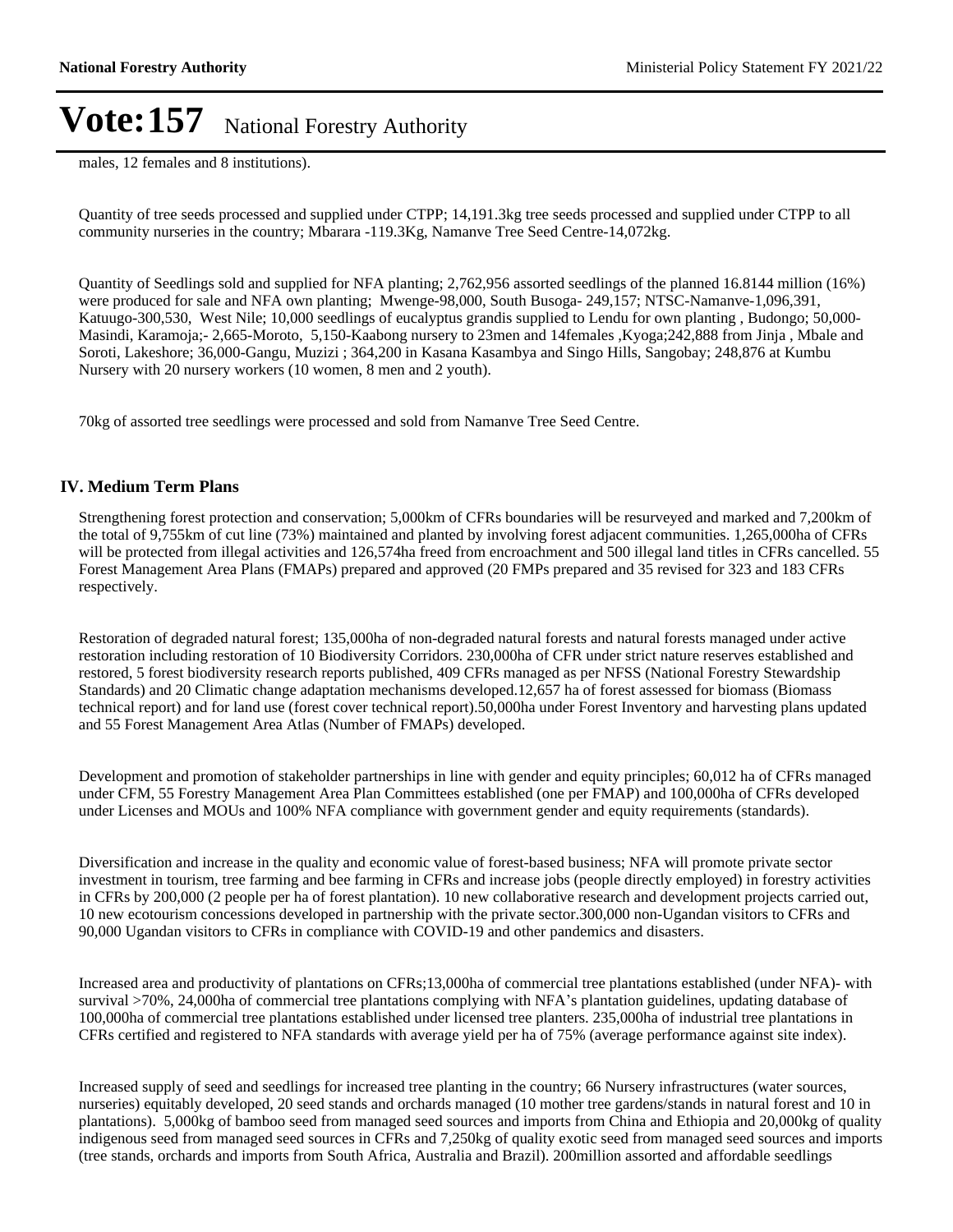males, 12 females and 8 institutions).

Quantity of tree seeds processed and supplied under CTPP; 14,191.3kg tree seeds processed and supplied under CTPP to all community nurseries in the country; Mbarara -119.3Kg, Namanve Tree Seed Centre-14,072kg.

Quantity of Seedlings sold and supplied for NFA planting; 2,762,956 assorted seedlings of the planned 16.8144 million (16%) were produced for sale and NFA own planting; Mwenge-98,000, South Busoga- 249,157; NTSC-Namanve-1,096,391, Katuugo-300,530, West Nile; 10,000 seedlings of eucalyptus grandis supplied to Lendu for own planting , Budongo; 50,000-Masindi, Karamoja;- 2,665-Moroto, 5,150-Kaabong nursery to 23men and 14females ,Kyoga;242,888 from Jinja , Mbale and Soroti, Lakeshore; 36,000-Gangu, Muzizi ; 364,200 in Kasana Kasambya and Singo Hills, Sangobay; 248,876 at Kumbu Nursery with 20 nursery workers (10 women, 8 men and 2 youth).

70kg of assorted tree seedlings were processed and sold from Namanve Tree Seed Centre.

## IV. Medium Term Plans

Strengthening forest protection and conservation; 5,000km of CFRs boundaries will be resurveyed and marked and 7,200km of the total of 9,755km of cut line (73%) maintained and planted by involving forest adjacent communities. 1,265,000ha of CFRs will be protected from illegal activities and 126,574ha freed from encroachment and 500 illegal land titles in CFRs cancelled. 55 Forest Management Area Plans (FMAPs) prepared and approved (20 FMPs prepared and 35 revised for 323 and 183 CFRs respectively.

Restoration of degraded natural forest; 135,000ha of non-degraded natural forests and natural forests managed under active restoration including restoration of 10 Biodiversity Corridors. 230,000ha of CFR under strict nature reserves established and restored, 5 forest biodiversity research reports published, 409 CFRs managed as per NFSS (National Forestry Stewardship Standards) and 20 Climatic change adaptation mechanisms developed.12,657 ha of forest assessed for biomass (Biomass technical report) and for land use (forest cover technical report).50,000ha under Forest Inventory and harvesting plans updated and 55 Forest Management Area Atlas (Number of FMAPs) developed.

Development and promotion of stakeholder partnerships in line with gender and equity principles; 60,012 ha of CFRs managed under CFM, 55 Forestry Management Area Plan Committees established (one per FMAP) and 100,000ha of CFRs developed under Licenses and MOUs and 100% NFA compliance with government gender and equity requirements (standards).

Diversification and increase in the quality and economic value of forest-based business; NFA will promote private sector investment in tourism, tree farming and bee farming in CFRs and increase jobs (people directly employed) in forestry activities in CFRs by 200,000 (2 people per ha of forest plantation). 10 new collaborative research and development projects carried out, 10 new ecotourism concessions developed in partnership with the private sector.300,000 non-Ugandan visitors to CFRs and 90,000 Ugandan visitors to CFRs in compliance with COVID-19 and other pandemics and disasters.

Increased area and productivity of plantations on CFRs;13,000ha of commercial tree plantations established (under NFA)- with survival >70%, 24,000ha of commercial tree plantations complying with NFA's plantation guidelines, updating database of 100,000ha of commercial tree plantations established under licensed tree planters. 235,000ha of industrial tree plantations in CFRs certified and registered to NFA standards with average yield per ha of 75% (average performance against site index).

Increased supply of seed and seedlings for increased tree planting in the country; 66 Nursery infrastructures (water sources, nurseries) equitably developed, 20 seed stands and orchards managed (10 mother tree gardens/stands in natural forest and 10 in plantations). 5,000kg of bamboo seed from managed seed sources and imports from China and Ethiopia and 20,000kg of quality indigenous seed from managed seed sources in CFRs and 7,250kg of quality exotic seed from managed seed sources and imports (tree stands, orchards and imports from South Africa, Australia and Brazil). 200million assorted and affordable seedlings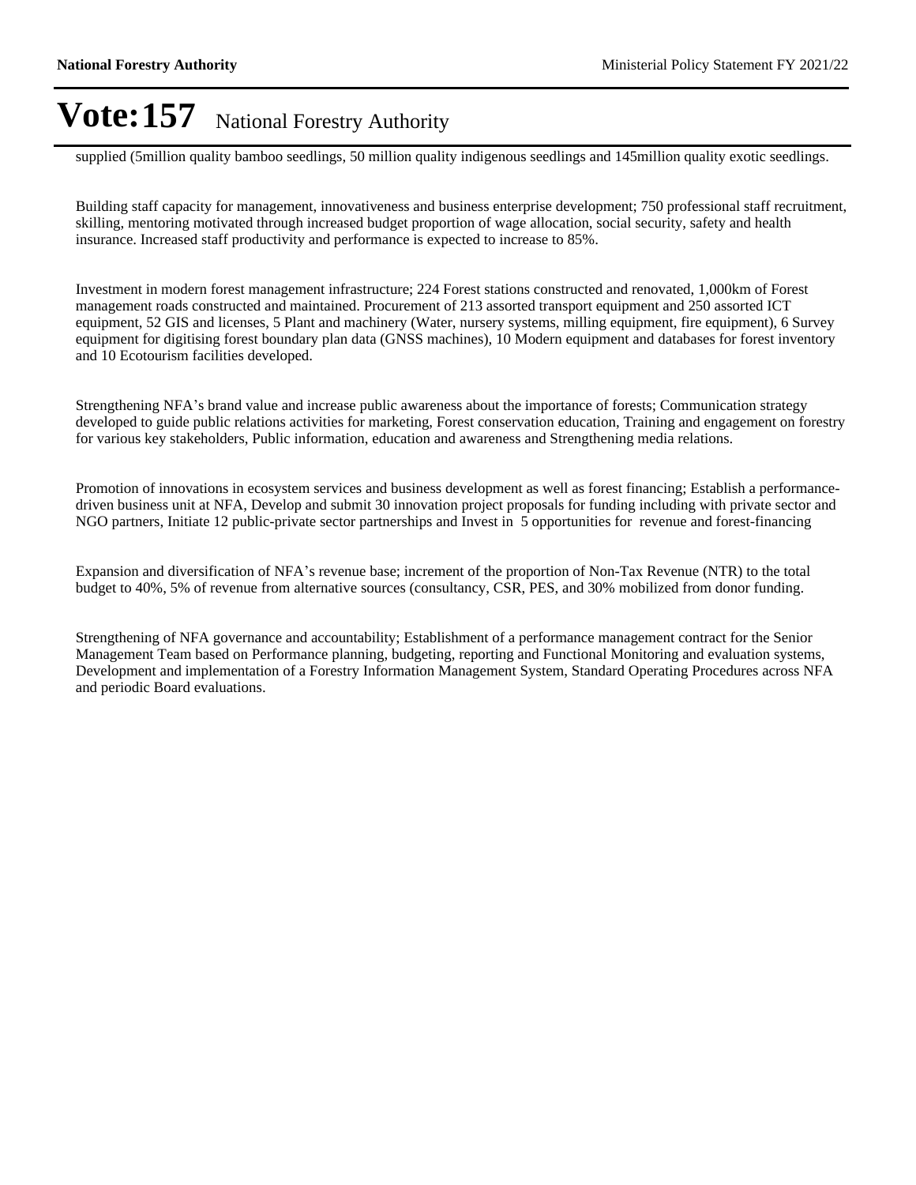supplied (5million quality bamboo seedlings, 50 million quality indigenous seedlings and 145million quality exotic seedlings.

Building staff capacity for management, innovativeness and business enterprise development; 750 professional staff recruitment, skilling, mentoring motivated through increased budget proportion of wage allocation, social security, safety and health insurance. Increased staff productivity and performance is expected to increase to 85%.

Investment in modern forest management infrastructure; 224 Forest stations constructed and renovated, 1,000km of Forest management roads constructed and maintained. Procurement of 213 assorted transport equipment and 250 assorted ICT equipment, 52 GIS and licenses, 5 Plant and machinery (Water, nursery systems, milling equipment, fire equipment), 6 Survey equipment for digitising forest boundary plan data (GNSS machines), 10 Modern equipment and databases for forest inventory and 10 Ecotourism facilities developed.

Strengthening NFA's brand value and increase public awareness about the importance of forests; Communication strategy developed to guide public relations activities for marketing, Forest conservation education, Training and engagement on forestry for various key stakeholders, Public information, education and awareness and Strengthening media relations.

Promotion of innovations in ecosystem services and business development as well as forest financing; Establish a performance-driven business unit at NFA, Develop and submit 30 innovation project proposals for funding including with private sector and NGO partners, Initiate 12 public-private sector partnerships and Invest in 5 opportunities for revenue and forest-financing

Expansion and diversification of NFA's revenue base; increment of the proportion of Non-Tax Revenue (NTR) to the total budget to 40%, 5% of revenue from alternative sources (consultancy, CSR, PES, and 30% mobilized from donor funding.

Strengthening of NFA governance and accountability; Establishment of a performance management contract for the Senior Management Team based on Performance planning, budgeting, reporting and Functional Monitoring and evaluation systems, Development and implementation of a Forestry Information Management System, Standard Operating Procedures across NFA and periodic Board evaluations.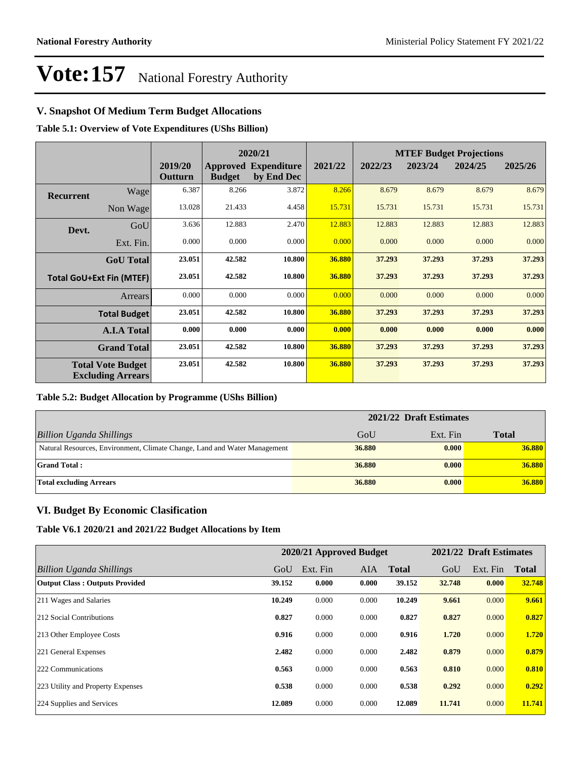# Vote:157 National Forestry Authority

## V. Snapshot Of Medium Term Budget Allocations

**Table 5.1: Overview of Vote Expenditures (UShs Billion)**

| | | 2019/20 Outturn | 2020/21 Approved Budget | 2020/21 Expenditure by End Dec | 2021/22 | 2022/23 | 2023/24 | 2024/25 | 2025/26 |
|---|---|---|---|---|---|---|---|---|---|
| | | | 2020/21 | | | MTEF Budget Projections | | | |
| **Recurrent** | Wage | 6.387 | 8.266 | 3.872 | 8.266 | 8.679 | 8.679 | 8.679 | 8.679 |
| | Non Wage | 13.028 | 21.433 | 4.458 | 15.731 | 15.731 | 15.731 | 15.731 | 15.731 |
| **Devt.** | GoU | 3.636 | 12.883 | 2.470 | 12.883 | 12.883 | 12.883 | 12.883 | 12.883 |
| | Ext. Fin. | 0.000 | 0.000 | 0.000 | 0.000 | 0.000 | 0.000 | 0.000 | 0.000 |
| **GoU Total** | | **23.051** | **42.582** | **10.800** | **36.880** | **37.293** | **37.293** | **37.293** | **37.293** |
| **Total GoU+Ext Fin (MTEF)** | | **23.051** | **42.582** | **10.800** | **36.880** | **37.293** | **37.293** | **37.293** | **37.293** |
| Arrears | | 0.000 | 0.000 | 0.000 | 0.000 | 0.000 | 0.000 | 0.000 | 0.000 |
| **Total Budget** | | **23.051** | **42.582** | **10.800** | **36.880** | **37.293** | **37.293** | **37.293** | **37.293** |
| **A.I.A Total** | | **0.000** | **0.000** | **0.000** | **0.000** | **0.000** | **0.000** | **0.000** | **0.000** |
| **Grand Total** | | **23.051** | **42.582** | **10.800** | **36.880** | **37.293** | **37.293** | **37.293** | **37.293** |
| **Total Vote Budget Excluding Arrears** | | **23.051** | **42.582** | **10.800** | **36.880** | **37.293** | **37.293** | **37.293** | **37.293** |

**Table 5.2: Budget Allocation by Programme (UShs Billion)**

| | 2021/22 Draft Estimates | | |
|---|---|---|---|
| *Billion Uganda Shillings* | GoU | Ext. Fin | **Total** |
| Natural Resources, Environment, Climate Change, Land and Water Management | **36.880** | **0.000** | **36.880** |
| **Grand Total :** | **36.880** | **0.000** | **36.880** |
| **Total excluding Arrears** | **36.880** | **0.000** | **36.880** |

## VI. Budget By Economic Clasification

**Table V6.1 2020/21 and 2021/22 Budget Allocations by Item**

| | 2020/21 Approved Budget | | | | 2021/22 Draft Estimates | | |
|---|---|---|---|---|---|---|---|
| *Billion Uganda Shillings* | GoU | Ext. Fin | AIA | **Total** | GoU | Ext. Fin | **Total** |
| **Output Class : Outputs Provided** | **39.152** | **0.000** | **0.000** | **39.152** | **32.748** | **0.000** | **32.748** |
| 211 Wages and Salaries | **10.249** | 0.000 | 0.000 | **10.249** | **9.661** | 0.000 | **9.661** |
| 212 Social Contributions | **0.827** | 0.000 | 0.000 | **0.827** | **0.827** | 0.000 | **0.827** |
| 213 Other Employee Costs | **0.916** | 0.000 | 0.000 | **0.916** | **1.720** | 0.000 | **1.720** |
| 221 General Expenses | **2.482** | 0.000 | 0.000 | **2.482** | **0.879** | 0.000 | **0.879** |
| 222 Communications | **0.563** | 0.000 | 0.000 | **0.563** | **0.810** | 0.000 | **0.810** |
| 223 Utility and Property Expenses | **0.538** | 0.000 | 0.000 | **0.538** | **0.292** | 0.000 | **0.292** |
| 224 Supplies and Services | **12.089** | 0.000 | 0.000 | **12.089** | **11.741** | 0.000 | **11.741** |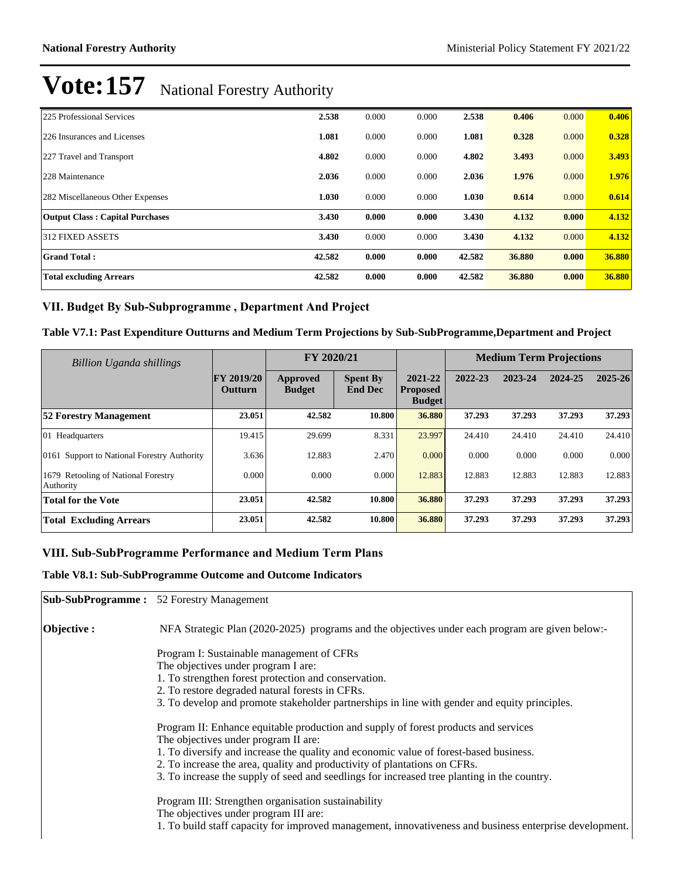# Vote:157 National Forestry Authority

| | | | | | | | |
|---|---|---|---|---|---|---|---|
| 225 Professional Services | **2.538** | 0.000 | 0.000 | **2.538** | **0.406** | 0.000 | **0.406** |
| 226 Insurances and Licenses | **1.081** | 0.000 | 0.000 | **1.081** | **0.328** | 0.000 | **0.328** |
| 227 Travel and Transport | **4.802** | 0.000 | 0.000 | **4.802** | **3.493** | 0.000 | **3.493** |
| 228 Maintenance | **2.036** | 0.000 | 0.000 | **2.036** | **1.976** | 0.000 | **1.976** |
| 282 Miscellaneous Other Expenses | **1.030** | 0.000 | 0.000 | **1.030** | **0.614** | 0.000 | **0.614** |
| **Output Class : Capital Purchases** | **3.430** | **0.000** | **0.000** | **3.430** | **4.132** | **0.000** | **4.132** |
| 312 FIXED ASSETS | **3.430** | 0.000 | 0.000 | **3.430** | **4.132** | 0.000 | **4.132** |
| **Grand Total :** | **42.582** | **0.000** | **0.000** | **42.582** | **36.880** | **0.000** | **36.880** |
| **Total excluding Arrears** | **42.582** | **0.000** | **0.000** | **42.582** | **36.880** | **0.000** | **36.880** |

## VII. Budget By Sub-Subprogramme , Department And Project

### Table V7.1: Past Expenditure Outturns and Medium Term Projections by Sub-SubProgramme,Department and Project

| *Billion Uganda shillings* | | FY 2020/21 | | | Medium Term Projections | | | |
|---|---|---|---|---|---|---|---|---|
| | **FY 2019/20 Outturn** | **Approved Budget** | **Spent By End Dec** | **2021-22 Proposed Budget** | **2022-23** | **2023-24** | **2024-25** | **2025-26** |
| **52 Forestry Management** | **23.051** | **42.582** | **10.800** | **36.880** | **37.293** | **37.293** | **37.293** | **37.293** |
| 01 Headquarters | 19.415 | 29.699 | 8.331 | 23.997 | 24.410 | 24.410 | 24.410 | 24.410 |
| 0161 Support to National Forestry Authority | 3.636 | 12.883 | 2.470 | 0.000 | 0.000 | 0.000 | 0.000 | 0.000 |
| 1679 Retooling of National Forestry Authority | 0.000 | 0.000 | 0.000 | 12.883 | 12.883 | 12.883 | 12.883 | 12.883 |
| **Total for the Vote** | **23.051** | **42.582** | **10.800** | **36.880** | **37.293** | **37.293** | **37.293** | **37.293** |
| **Total Excluding Arrears** | **23.051** | **42.582** | **10.800** | **36.880** | **37.293** | **37.293** | **37.293** | **37.293** |

## VIII. Sub-SubProgramme Performance and Medium Term Plans

### Table V8.1: Sub-SubProgramme Outcome and Outcome Indicators

**Sub-SubProgramme :** 52 Forestry Management

**Objective :** NFA Strategic Plan (2020-2025) programs and the objectives under each program are given below:-

Program I: Sustainable management of CFRs
The objectives under program I are:
1. To strengthen forest protection and conservation.
2. To restore degraded natural forests in CFRs.
3. To develop and promote stakeholder partnerships in line with gender and equity principles.

Program II: Enhance equitable production and supply of forest products and services
The objectives under program II are:
1. To diversify and increase the quality and economic value of forest-based business.
2. To increase the area, quality and productivity of plantations on CFRs.
3. To increase the supply of seed and seedlings for increased tree planting in the country.

Program III: Strengthen organisation sustainability
The objectives under program III are:
1. To build staff capacity for improved management, innovativeness and business enterprise development.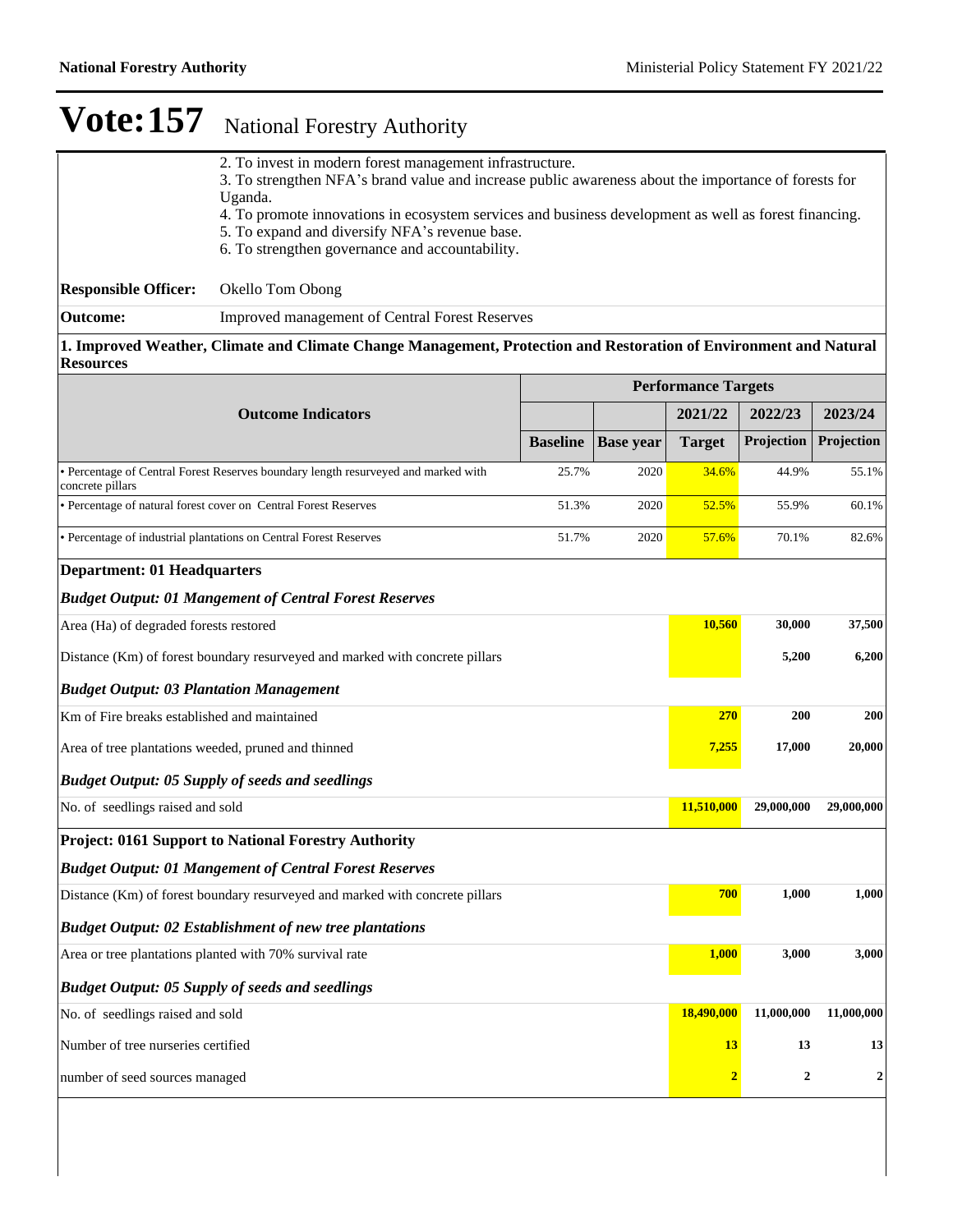# Vote:157 National Forestry Authority

2. To invest in modern forest management infrastructure.
3. To strengthen NFA's brand value and increase public awareness about the importance of forests for Uganda.
4. To promote innovations in ecosystem services and business development as well as forest financing.
5. To expand and diversify NFA's revenue base.
6. To strengthen governance and accountability.

**Responsible Officer:** Okello Tom Obong

**Outcome:** Improved management of Central Forest Reserves

**1. Improved Weather, Climate and Climate Change Management, Protection and Restoration of Environment and Natural Resources**

| Outcome Indicators | Performance Targets | | | | |
|---|---|---|---|---|---|
| | | | 2021/22 | 2022/23 | 2023/24 |
| | Baseline | Base year | Target | Projection | Projection |
| • Percentage of Central Forest Reserves boundary length resurveyed and marked with concrete pillars | 25.7% | 2020 | 34.6% | 44.9% | 55.1% |
| • Percentage of natural forest cover on Central Forest Reserves | 51.3% | 2020 | 52.5% | 55.9% | 60.1% |
| • Percentage of industrial plantations on Central Forest Reserves | 51.7% | 2020 | 57.6% | 70.1% | 82.6% |

| | 2021/22 Target | 2022/23 Projection | 2023/24 Projection |
|---|---|---|---|
| **Department: 01 Headquarters** | | | |
| ***Budget Output: 01 Mangement of Central Forest Reserves*** | | | |
| Area (Ha) of degraded forests restored | **10,560** | **30,000** | **37,500** |
| Distance (Km) of forest boundary resurveyed and marked with concrete pillars | | **5,200** | **6,200** |
| ***Budget Output: 03 Plantation Management*** | | | |
| Km of Fire breaks established and maintained | **270** | **200** | **200** |
| Area of tree plantations weeded, pruned and thinned | **7,255** | **17,000** | **20,000** |
| ***Budget Output: 05 Supply of seeds and seedlings*** | | | |
| No. of seedlings raised and sold | **11,510,000** | **29,000,000** | **29,000,000** |
| **Project: 0161 Support to National Forestry Authority** | | | |
| ***Budget Output: 01 Mangement of Central Forest Reserves*** | | | |
| Distance (Km) of forest boundary resurveyed and marked with concrete pillars | **700** | **1,000** | **1,000** |
| ***Budget Output: 02 Establishment of new tree plantations*** | | | |
| Area or tree plantations planted with 70% survival rate | **1,000** | **3,000** | **3,000** |
| ***Budget Output: 05 Supply of seeds and seedlings*** | | | |
| No. of seedlings raised and sold | **18,490,000** | **11,000,000** | **11,000,000** |
| Number of tree nurseries certified | **13** | **13** | **13** |
| number of seed sources managed | **2** | **2** | **2** |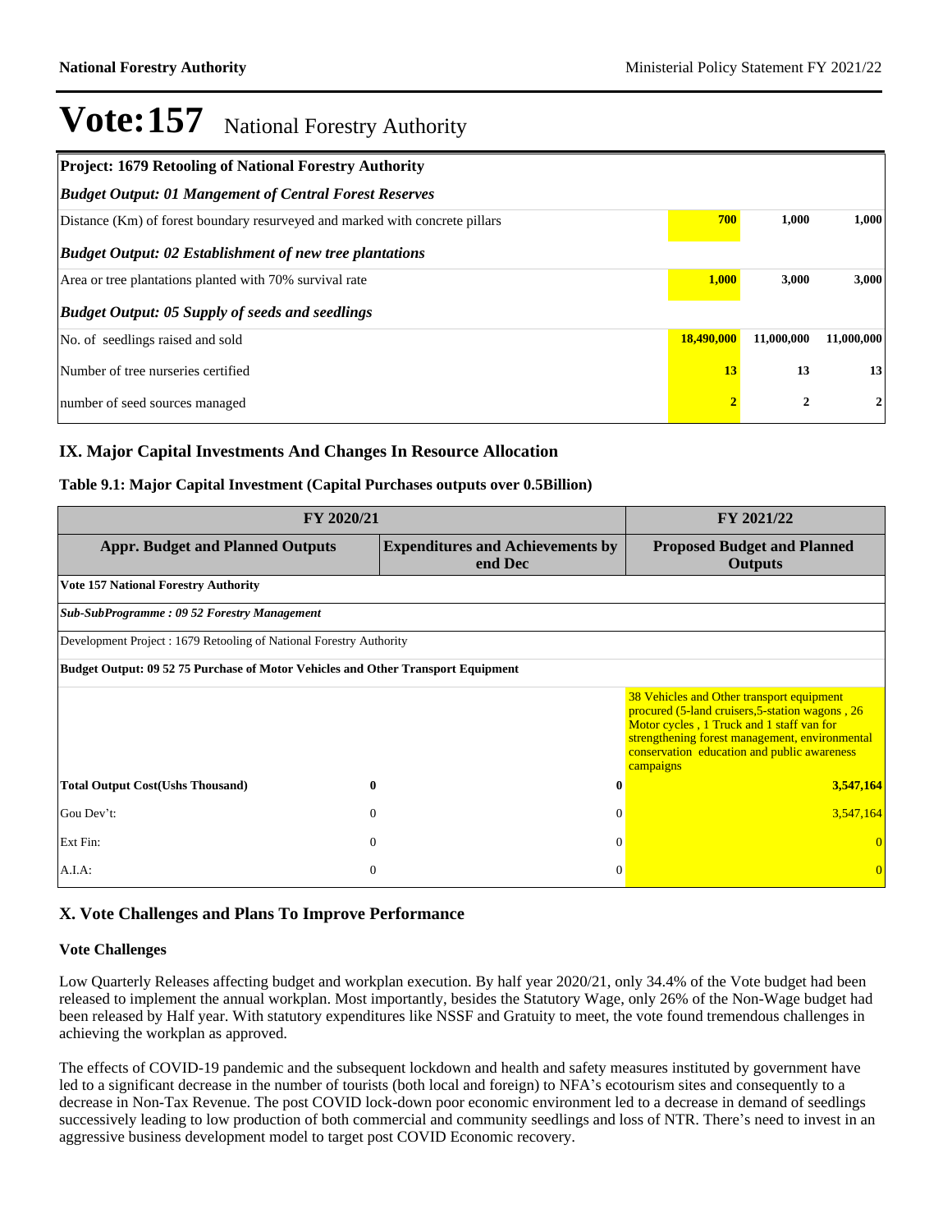# Vote:157 National Forestry Authority

| Project: 1679 Retooling of National Forestry Authority | | | |
|---|---|---|---|
| ***Budget Output: 01 Mangement of Central Forest Reserves*** | | | |
| Distance (Km) of forest boundary resurveyed and marked with concrete pillars | 700 | 1,000 | 1,000 |
| ***Budget Output: 02 Establishment of new tree plantations*** | | | |
| Area or tree plantations planted with 70% survival rate | 1,000 | 3,000 | 3,000 |
| ***Budget Output: 05 Supply of seeds and seedlings*** | | | |
| No. of seedlings raised and sold | 18,490,000 | 11,000,000 | 11,000,000 |
| Number of tree nurseries certified | 13 | 13 | 13 |
| number of seed sources managed | 2 | 2 | 2 |

## IX. Major Capital Investments And Changes In Resource Allocation

**Table 9.1: Major Capital Investment (Capital Purchases outputs over 0.5Billion)**

| FY 2020/21 | | FY 2021/22 |
|---|---|---|
| **Appr. Budget and Planned Outputs** | **Expenditures and Achievements by end Dec** | **Proposed Budget and Planned Outputs** |
| **Vote 157 National Forestry Authority** | | |
| ***Sub-SubProgramme : 09 52 Forestry Management*** | | |
| Development Project : 1679 Retooling of National Forestry Authority | | |
| **Budget Output: 09 52 75 Purchase of Motor Vehicles and Other Transport Equipment** | | |
| | | 38 Vehicles and Other transport equipment procured (5-land cruisers,5-station wagons , 26 Motor cycles , 1 Truck and 1 staff van for strengthening forest management, environmental conservation education and public awareness campaigns |
| **Total Output Cost(Ushs Thousand)** **0** | **0** | **3,547,164** |
| Gou Dev't: 0 | 0 | 3,547,164 |
| Ext Fin: 0 | 0 | 0 |
| A.I.A: 0 | 0 | 0 |

## X. Vote Challenges and Plans To Improve Performance

### Vote Challenges

Low Quarterly Releases affecting budget and workplan execution. By half year 2020/21, only 34.4% of the Vote budget had been released to implement the annual workplan. Most importantly, besides the Statutory Wage, only 26% of the Non-Wage budget had been released by Half year. With statutory expenditures like NSSF and Gratuity to meet, the vote found tremendous challenges in achieving the workplan as approved.

The effects of COVID-19 pandemic and the subsequent lockdown and health and safety measures instituted by government have led to a significant decrease in the number of tourists (both local and foreign) to NFA's ecotourism sites and consequently to a decrease in Non-Tax Revenue. The post COVID lock-down poor economic environment led to a decrease in demand of seedlings successively leading to low production of both commercial and community seedlings and loss of NTR. There's need to invest in an aggressive business development model to target post COVID Economic recovery.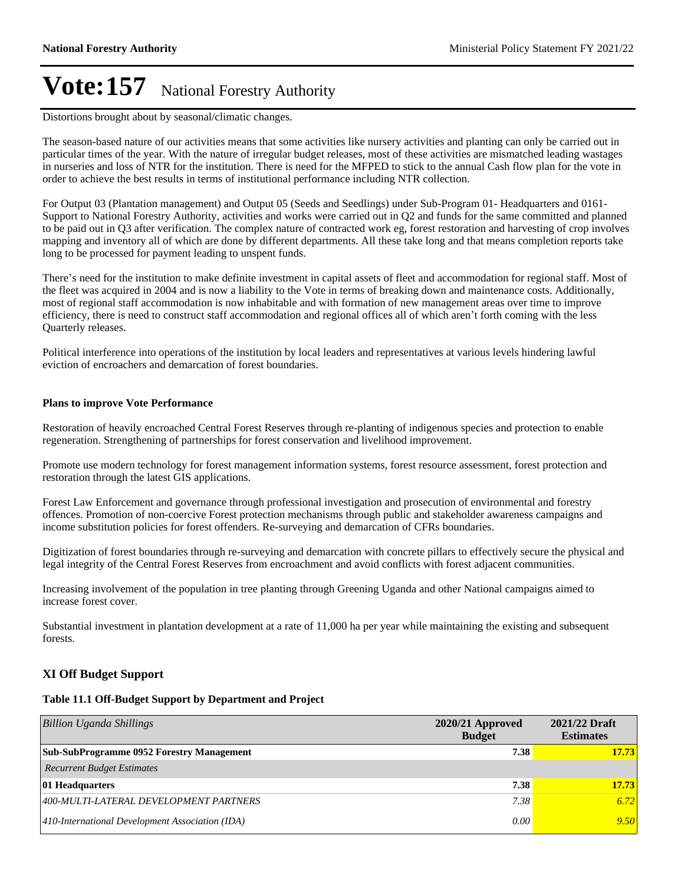# Vote:157 National Forestry Authority

Distortions brought about by seasonal/climatic changes.

The season-based nature of our activities means that some activities like nursery activities and planting can only be carried out in particular times of the year. With the nature of irregular budget releases, most of these activities are mismatched leading wastages in nurseries and loss of NTR for the institution. There is need for the MFPED to stick to the annual Cash flow plan for the vote in order to achieve the best results in terms of institutional performance including NTR collection.

For Output 03 (Plantation management) and Output 05 (Seeds and Seedlings) under Sub-Program 01- Headquarters and 0161- Support to National Forestry Authority, activities and works were carried out in Q2 and funds for the same committed and planned to be paid out in Q3 after verification. The complex nature of contracted work eg, forest restoration and harvesting of crop involves mapping and inventory all of which are done by different departments. All these take long and that means completion reports take long to be processed for payment leading to unspent funds.

There's need for the institution to make definite investment in capital assets of fleet and accommodation for regional staff. Most of the fleet was acquired in 2004 and is now a liability to the Vote in terms of breaking down and maintenance costs. Additionally, most of regional staff accommodation is now inhabitable and with formation of new management areas over time to improve efficiency, there is need to construct staff accommodation and regional offices all of which aren't forth coming with the less Quarterly releases.

Political interference into operations of the institution by local leaders and representatives at various levels hindering lawful eviction of encroachers and demarcation of forest boundaries.

**Plans to improve Vote Performance**

Restoration of heavily encroached Central Forest Reserves through re-planting of indigenous species and protection to enable regeneration. Strengthening of partnerships for forest conservation and livelihood improvement.

Promote use modern technology for forest management information systems, forest resource assessment, forest protection and restoration through the latest GIS applications.

Forest Law Enforcement and governance through professional investigation and prosecution of environmental and forestry offences. Promotion of non-coercive Forest protection mechanisms through public and stakeholder awareness campaigns and income substitution policies for forest offenders. Re-surveying and demarcation of CFRs boundaries.

Digitization of forest boundaries through re-surveying and demarcation with concrete pillars to effectively secure the physical and legal integrity of the Central Forest Reserves from encroachment and avoid conflicts with forest adjacent communities.

Increasing involvement of the population in tree planting through Greening Uganda and other National campaigns aimed to increase forest cover.

Substantial investment in plantation development at a rate of 11,000 ha per year while maintaining the existing and subsequent forests.

## XI Off Budget Support

**Table 11.1 Off-Budget Support by Department and Project**

| *Billion Uganda Shillings* | 2020/21 Approved Budget | 2021/22 Draft Estimates |
|---|---|---|
| **Sub-SubProgramme 0952 Forestry Management** | **7.38** | **17.73** |
| *Recurrent Budget Estimates* | | |
| **01 Headquarters** | **7.38** | **17.73** |
| *400-MULTI-LATERAL DEVELOPMENT PARTNERS* | *7.38* | *6.72* |
| *410-International Development Association (IDA)* | *0.00* | *9.50* |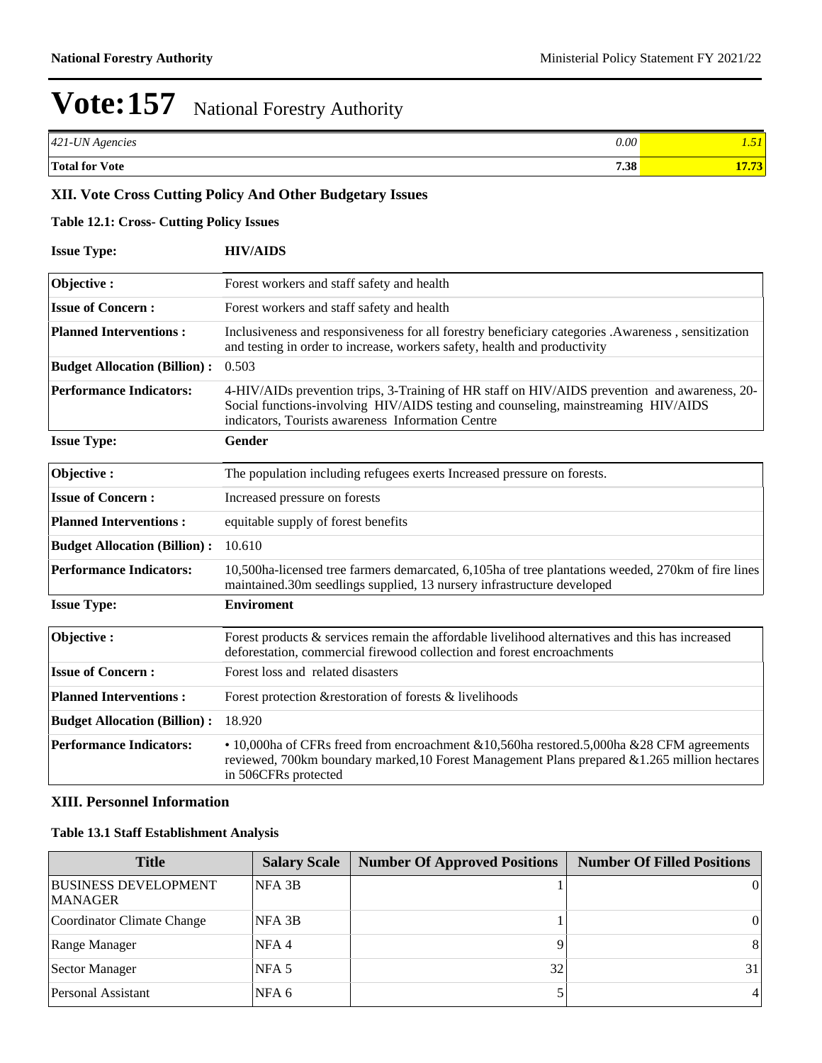# Vote:157 National Forestry Authority

| | | |
|---|---|---|
| *421-UN Agencies* | *0.00* | *1.51* |
| **Total for Vote** | **7.38** | **17.73** |

## XII. Vote Cross Cutting Policy And Other Budgetary Issues

### Table 12.1: Cross- Cutting Policy Issues

**Issue Type:** **HIV/AIDS**

| | |
|---|---|
| **Objective :** | Forest workers and staff safety and health |
| **Issue of Concern :** | Forest workers and staff safety and health |
| **Planned Interventions :** | Inclusiveness and responsiveness for all forestry beneficiary categories .Awareness , sensitization and testing in order to increase, workers safety, health and productivity |
| **Budget Allocation (Billion) :** | 0.503 |
| **Performance Indicators:** | 4-HIV/AIDs prevention trips, 3-Training of HR staff on HIV/AIDS prevention and awareness, 20-Social functions-involving HIV/AIDS testing and counseling, mainstreaming HIV/AIDS indicators, Tourists awareness Information Centre |

**Issue Type:** **Gender**

| | |
|---|---|
| **Objective :** | The population including refugees exerts Increased pressure on forests. |
| **Issue of Concern :** | Increased pressure on forests |
| **Planned Interventions :** | equitable supply of forest benefits |
| **Budget Allocation (Billion) :** | 10.610 |
| **Performance Indicators:** | 10,500ha-licensed tree farmers demarcated, 6,105ha of tree plantations weeded, 270km of fire lines maintained.30m seedlings supplied, 13 nursery infrastructure developed |

**Issue Type:** **Enviroment**

| | |
|---|---|
| **Objective :** | Forest products & services remain the affordable livelihood alternatives and this has increased deforestation, commercial firewood collection and forest encroachments |
| **Issue of Concern :** | Forest loss and related disasters |
| **Planned Interventions :** | Forest protection &restoration of forests & livelihoods |
| **Budget Allocation (Billion) :** | 18.920 |
| **Performance Indicators:** | • 10,000ha of CFRs freed from encroachment &10,560ha restored.5,000ha &28 CFM agreements reviewed, 700km boundary marked,10 Forest Management Plans prepared &1.265 million hectares in 506CFRs protected |

## XIII. Personnel Information

### Table 13.1 Staff Establishment Analysis

| Title | Salary Scale | Number Of Approved Positions | Number Of Filled Positions |
|---|---|---|---|
| BUSINESS DEVELOPMENT MANAGER | NFA 3B | 1 | 0 |
| Coordinator Climate Change | NFA 3B | 1 | 0 |
| Range Manager | NFA 4 | 9 | 8 |
| Sector Manager | NFA 5 | 32 | 31 |
| Personal Assistant | NFA 6 | 5 | 4 |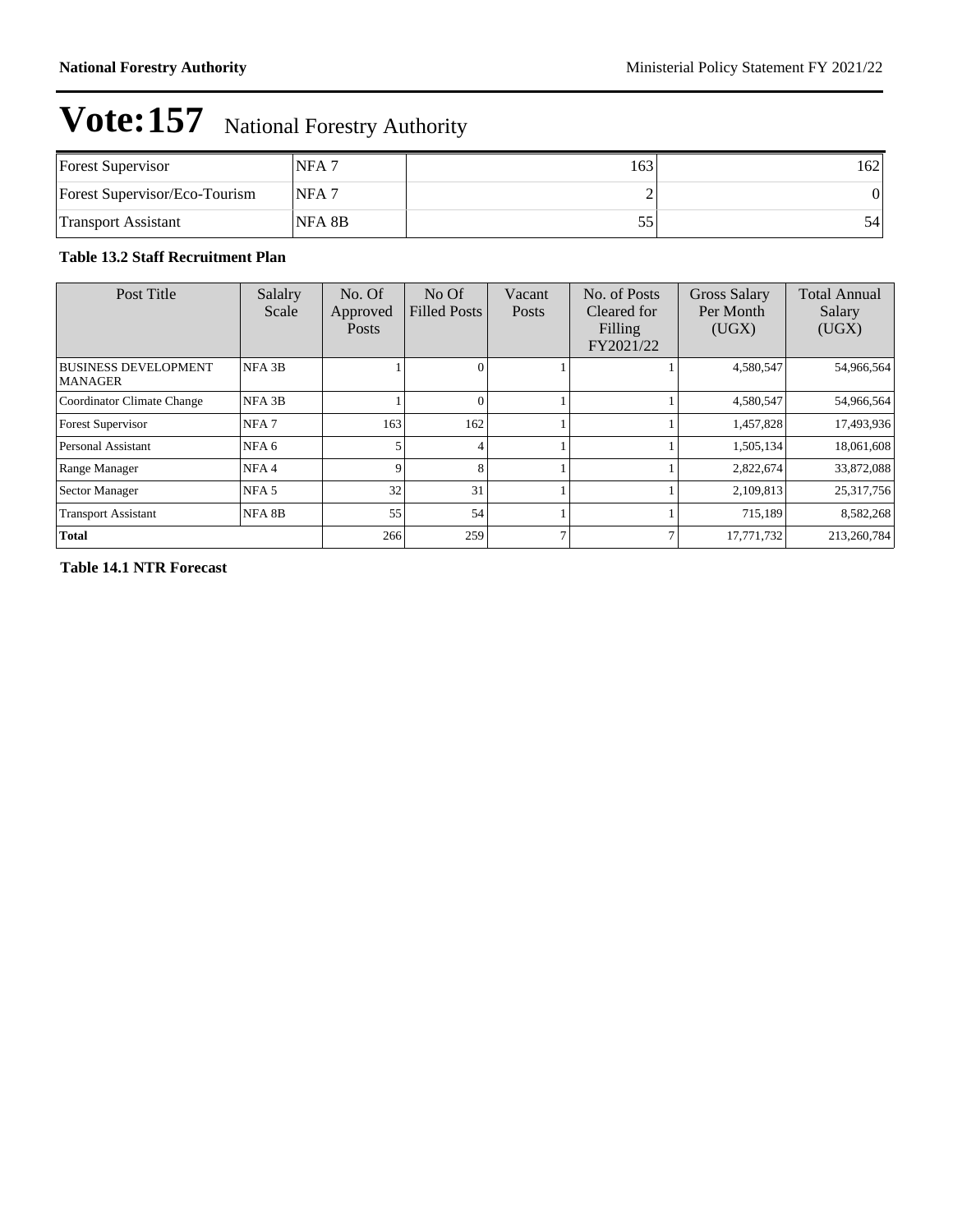# Vote:157 National Forestry Authority

| | | | |
|---|---|---|---|
| Forest Supervisor | NFA 7 | 163 | 162 |
| Forest Supervisor/Eco-Tourism | NFA 7 | 2 | 0 |
| Transport Assistant | NFA 8B | 55 | 54 |

**Table 13.2 Staff Recruitment Plan**

| Post Title | Salalry Scale | No. Of Approved Posts | No Of Filled Posts | Vacant Posts | No. of Posts Cleared for Filling FY2021/22 | Gross Salary Per Month (UGX) | Total Annual Salary (UGX) |
|---|---|---|---|---|---|---|---|
| BUSINESS DEVELOPMENT MANAGER | NFA 3B | 1 | 0 | 1 | 1 | 4,580,547 | 54,966,564 |
| Coordinator Climate Change | NFA 3B | 1 | 0 | 1 | 1 | 4,580,547 | 54,966,564 |
| Forest Supervisor | NFA 7 | 163 | 162 | 1 | 1 | 1,457,828 | 17,493,936 |
| Personal Assistant | NFA 6 | 5 | 4 | 1 | 1 | 1,505,134 | 18,061,608 |
| Range Manager | NFA 4 | 9 | 8 | 1 | 1 | 2,822,674 | 33,872,088 |
| Sector Manager | NFA 5 | 32 | 31 | 1 | 1 | 2,109,813 | 25,317,756 |
| Transport Assistant | NFA 8B | 55 | 54 | 1 | 1 | 715,189 | 8,582,268 |
| **Total** | | 266 | 259 | 7 | 7 | 17,771,732 | 213,260,784 |

**Table 14.1 NTR Forecast**